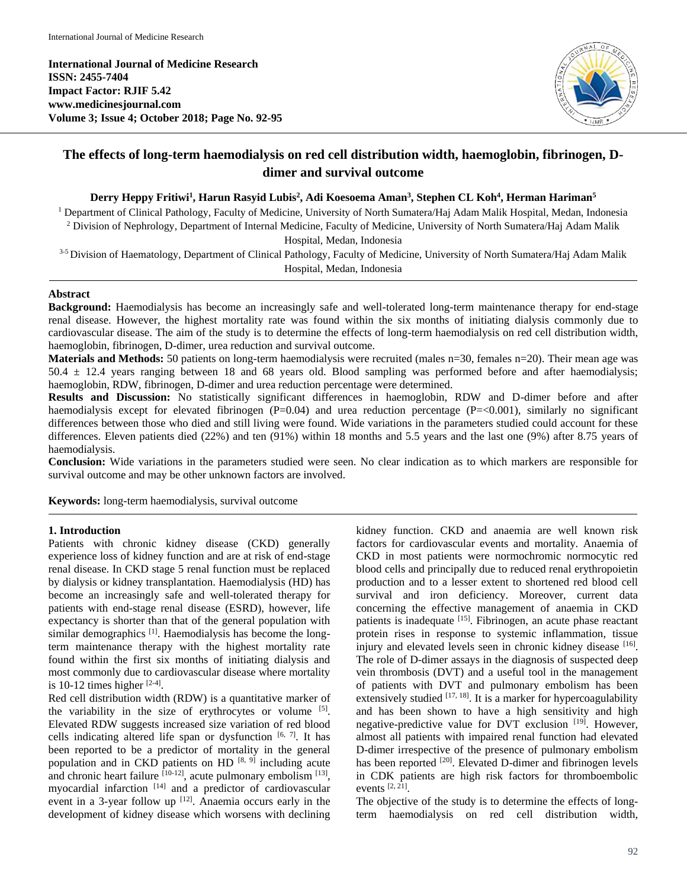International Journal of Medicine Research
ISSN: 2455-7404
Impact Factor: RJIF 5.42
www.medicinesjournal.com

# The effects of long-term haemodialysis on red cell distribution width, haemoglobin, fibrinogen, D-dimer and survival outcome

**Derry Heppy Fritiwi[1], Harun Rasyid Lubis[2], Adi Koesoema Aman[3], Stephen CL Koh[4], Herman Hariman[5]**

[1] Department of Clinical Pathology, Faculty of Medicine, University of North Sumatera/Haj Adam Malik Hospital, Medan, Indonesia

[2] Division of Nephrology, Department of Internal Medicine, Faculty of Medicine, University of North Sumatera/Haj Adam Malik Hospital, Medan, Indonesia

[3-5] Division of Haematology, Department of Clinical Pathology, Faculty of Medicine, University of North Sumatera/Haj Adam Malik Hospital, Medan, Indonesia

## Abstract

**Background:** Haemodialysis has become an increasingly safe and well-tolerated long-term maintenance therapy for end-stage renal disease. However, the highest mortality rate was found within the six months of initiating dialysis commonly due to cardiovascular disease. The aim of the study is to determine the effects of long-term haemodialysis on red cell distribution width, haemoglobin, fibrinogen, D-dimer, urea reduction and survival outcome.

**Materials and Methods:** 50 patients on long-term haemodialysis were recruited (males n=30, females n=20). Their mean age was 50.4 ± 12.4 years ranging between 18 and 68 years old. Blood sampling was performed before and after haemodialysis; haemoglobin, RDW, fibrinogen, D-dimer and urea reduction percentage were determined.

**Results and Discussion:** No statistically significant differences in haemoglobin, RDW and D-dimer before and after haemodialysis except for elevated fibrinogen (P=0.04) and urea reduction percentage (P=<0.001), similarly no significant differences between those who died and still living were found. Wide variations in the parameters studied could account for these differences. Eleven patients died (22%) and ten (91%) within 18 months and 5.5 years and the last one (9%) after 8.75 years of haemodialysis.

**Conclusion:** Wide variations in the parameters studied were seen. No clear indication as to which markers are responsible for survival outcome and may be other unknown factors are involved.

**Keywords:** long-term haemodialysis, survival outcome

## 1. Introduction

Patients with chronic kidney disease (CKD) generally experience loss of kidney function and are at risk of end-stage renal disease. In CKD stage 5 renal function must be replaced by dialysis or kidney transplantation. Haemodialysis (HD) has become an increasingly safe and well-tolerated therapy for patients with end-stage renal disease (ESRD), however, life expectancy is shorter than that of the general population with similar demographics [1]. Haemodialysis has become the long-term maintenance therapy with the highest mortality rate found within the first six months of initiating dialysis and most commonly due to cardiovascular disease where mortality is 10-12 times higher [2-4].

Red cell distribution width (RDW) is a quantitative marker of the variability in the size of erythrocytes or volume [5]. Elevated RDW suggests increased size variation of red blood cells indicating altered life span or dysfunction [6, 7]. It has been reported to be a predictor of mortality in the general population and in CKD patients on HD [8, 9] including acute and chronic heart failure [10-12], acute pulmonary embolism [13], myocardial infarction [14] and a predictor of cardiovascular event in a 3-year follow up [12]. Anaemia occurs early in the development of kidney disease which worsens with declining kidney function. CKD and anaemia are well known risk factors for cardiovascular events and mortality. Anaemia of CKD in most patients were normochromic normocytic red blood cells and principally due to reduced renal erythropoietin production and to a lesser extent to shortened red blood cell survival and iron deficiency. Moreover, current data concerning the effective management of anaemia in CKD patients is inadequate [15]. Fibrinogen, an acute phase reactant protein rises in response to systemic inflammation, tissue injury and elevated levels seen in chronic kidney disease [16]. The role of D-dimer assays in the diagnosis of suspected deep vein thrombosis (DVT) and a useful tool in the management of patients with DVT and pulmonary embolism has been extensively studied [17, 18]. It is a marker for hypercoagulability and has been shown to have a high sensitivity and high negative-predictive value for DVT exclusion [19]. However, almost all patients with impaired renal function had elevated D-dimer irrespective of the presence of pulmonary embolism has been reported [20]. Elevated D-dimer and fibrinogen levels in CDK patients are high risk factors for thromboembolic events [2, 21].

The objective of the study is to determine the effects of long-term haemodialysis on red cell distribution width,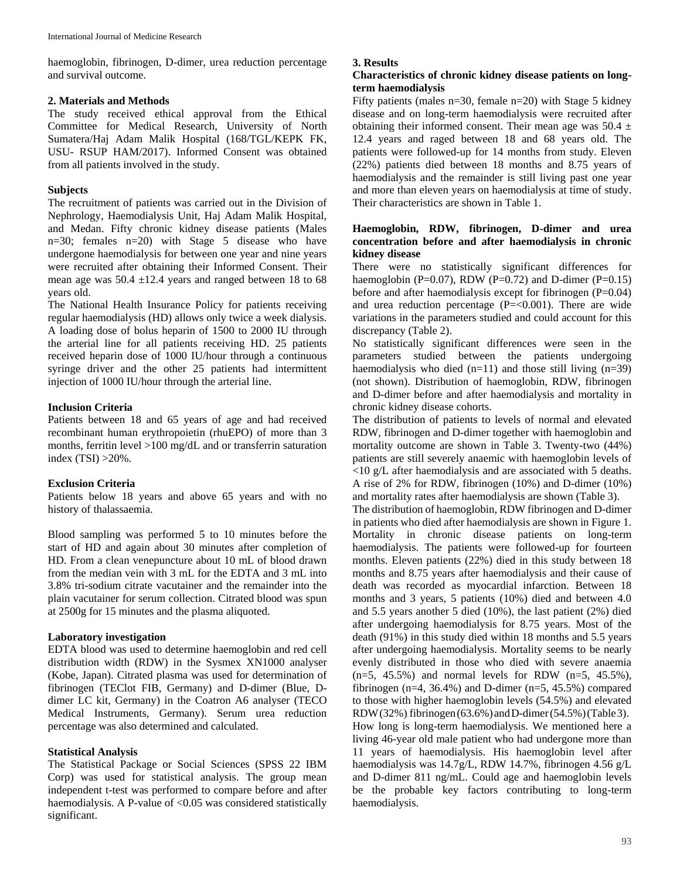haemoglobin, fibrinogen, D-dimer, urea reduction percentage and survival outcome.

## 2. Materials and Methods

The study received ethical approval from the Ethical Committee for Medical Research, University of North Sumatera/Haj Adam Malik Hospital (168/TGL/KEPK FK, USU- RSUP HAM/2017). Informed Consent was obtained from all patients involved in the study.

### Subjects

The recruitment of patients was carried out in the Division of Nephrology, Haemodialysis Unit, Haj Adam Malik Hospital, and Medan. Fifty chronic kidney disease patients (Males n=30; females n=20) with Stage 5 disease who have undergone haemodialysis for between one year and nine years were recruited after obtaining their Informed Consent. Their mean age was 50.4 ±12.4 years and ranged between 18 to 68 years old.

The National Health Insurance Policy for patients receiving regular haemodialysis (HD) allows only twice a week dialysis. A loading dose of bolus heparin of 1500 to 2000 IU through the arterial line for all patients receiving HD. 25 patients received heparin dose of 1000 IU/hour through a continuous syringe driver and the other 25 patients had intermittent injection of 1000 IU/hour through the arterial line.

### Inclusion Criteria

Patients between 18 and 65 years of age and had received recombinant human erythropoietin (rhuEPO) of more than 3 months, ferritin level >100 mg/dL and or transferrin saturation index (TSI) >20%.

### Exclusion Criteria

Patients below 18 years and above 65 years and with no history of thalassaemia.

Blood sampling was performed 5 to 10 minutes before the start of HD and again about 30 minutes after completion of HD. From a clean venepuncture about 10 mL of blood drawn from the median vein with 3 mL for the EDTA and 3 mL into 3.8% tri-sodium citrate vacutainer and the remainder into the plain vacutainer for serum collection. Citrated blood was spun at 2500g for 15 minutes and the plasma aliquoted.

### Laboratory investigation

EDTA blood was used to determine haemoglobin and red cell distribution width (RDW) in the Sysmex XN1000 analyser (Kobe, Japan). Citrated plasma was used for determination of fibrinogen (TEClot FIB, Germany) and D-dimer (Blue, D-dimer LC kit, Germany) in the Coatron A6 analyser (TECO Medical Instruments, Germany). Serum urea reduction percentage was also determined and calculated.

### Statistical Analysis

The Statistical Package or Social Sciences (SPSS 22 IBM Corp) was used for statistical analysis. The group mean independent t-test was performed to compare before and after haemodialysis. A P-value of <0.05 was considered statistically significant.

## 3. Results

### Characteristics of chronic kidney disease patients on long-term haemodialysis

Fifty patients (males n=30, female n=20) with Stage 5 kidney disease and on long-term haemodialysis were recruited after obtaining their informed consent. Their mean age was 50.4 ± 12.4 years and raged between 18 and 68 years old. The patients were followed-up for 14 months from study. Eleven (22%) patients died between 18 months and 8.75 years of haemodialysis and the remainder is still living past one year and more than eleven years on haemodialysis at time of study. Their characteristics are shown in Table 1.

### Haemoglobin, RDW, fibrinogen, D-dimer and urea concentration before and after haemodialysis in chronic kidney disease

There were no statistically significant differences for haemoglobin (P=0.07), RDW (P=0.72) and D-dimer (P=0.15) before and after haemodialysis except for fibrinogen (P=0.04) and urea reduction percentage (P=<0.001). There are wide variations in the parameters studied and could account for this discrepancy (Table 2).

No statistically significant differences were seen in the parameters studied between the patients undergoing haemodialysis who died (n=11) and those still living (n=39) (not shown). Distribution of haemoglobin, RDW, fibrinogen and D-dimer before and after haemodialysis and mortality in chronic kidney disease cohorts.

The distribution of patients to levels of normal and elevated RDW, fibrinogen and D-dimer together with haemoglobin and mortality outcome are shown in Table 3. Twenty-two (44%) patients are still severely anaemic with haemoglobin levels of <10 g/L after haemodialysis and are associated with 5 deaths. A rise of 2% for RDW, fibrinogen (10%) and D-dimer (10%) and mortality rates after haemodialysis are shown (Table 3).

The distribution of haemoglobin, RDW fibrinogen and D-dimer in patients who died after haemodialysis are shown in Figure 1. Mortality in chronic disease patients on long-term haemodialysis. The patients were followed-up for fourteen months. Eleven patients (22%) died in this study between 18 months and 8.75 years after haemodialysis and their cause of death was recorded as myocardial infarction. Between 18 months and 3 years, 5 patients (10%) died and between 4.0 and 5.5 years another 5 died (10%), the last patient (2%) died after undergoing haemodialysis for 8.75 years. Most of the death (91%) in this study died within 18 months and 5.5 years after undergoing haemodialysis. Mortality seems to be nearly evenly distributed in those who died with severe anaemia (n=5, 45.5%) and normal levels for RDW (n=5, 45.5%), fibrinogen (n=4, 36.4%) and D-dimer (n=5, 45.5%) compared to those with higher haemoglobin levels (54.5%) and elevated RDW (32%), fibrinogen (63.6%) and D-dimer (54.5%) (Table 3).

How long is long-term haemodialysis. We mentioned here a living 46-year old male patient who had undergone more than 11 years of haemodialysis. His haemoglobin level after haemodialysis was 14.7g/L, RDW 14.7%, fibrinogen 4.56 g/L and D-dimer 811 ng/mL. Could age and haemoglobin levels be the probable key factors contributing to long-term haemodialysis.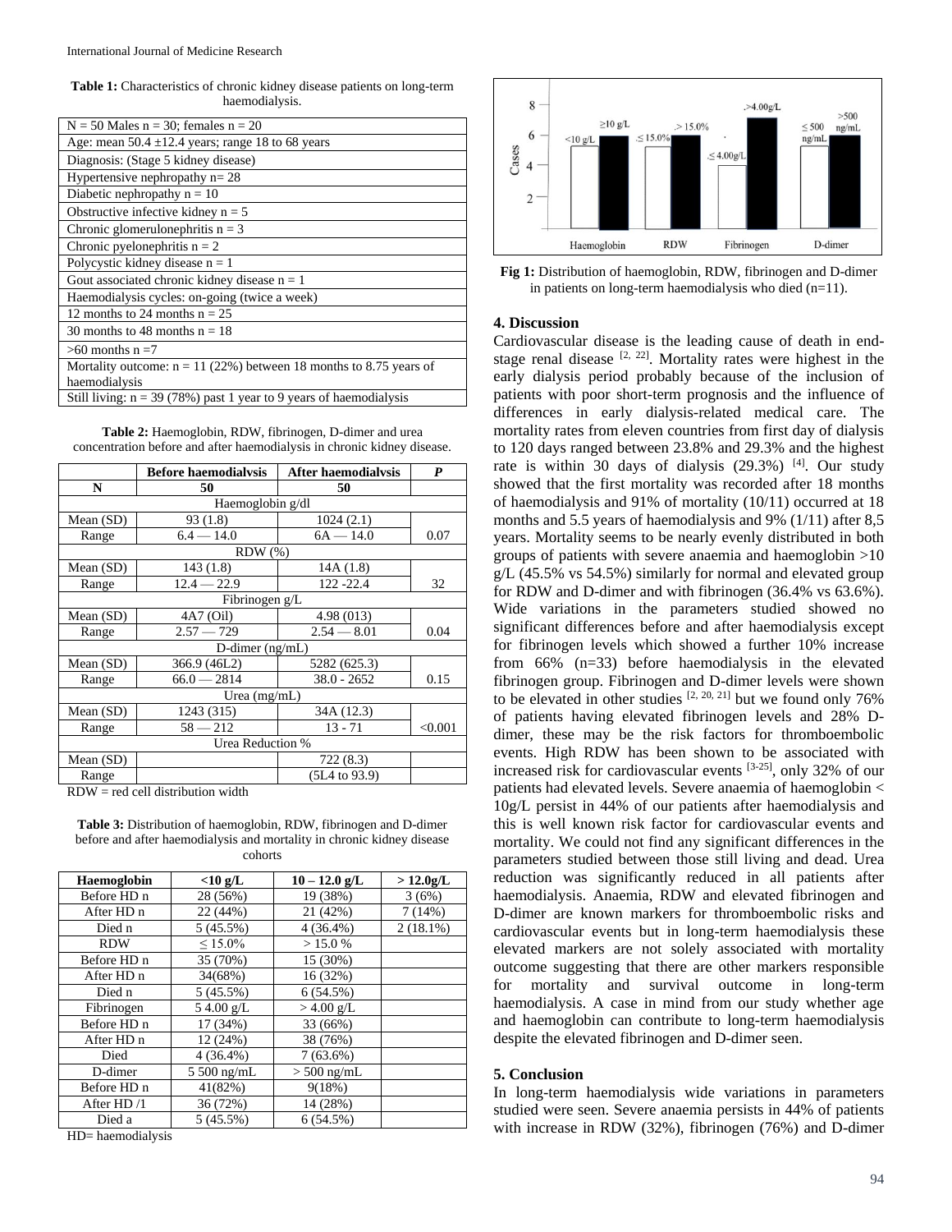**Table 1:** Characteristics of chronic kidney disease patients on long-term haemodialysis.

| N = 50 Males n = 30; females n = 20 |
|---|
| Age: mean 50.4 ±12.4 years; range 18 to 68 years |
| Diagnosis: (Stage 5 kidney disease) |
| Hypertensive nephropathy n= 28 |
| Diabetic nephropathy n = 10 |
| Obstructive infective kidney n = 5 |
| Chronic glomerulonephritis n = 3 |
| Chronic pyelonephritis n = 2 |
| Polycystic kidney disease n = 1 |
| Gout associated chronic kidney disease n = 1 |
| Haemodialysis cycles: on-going (twice a week) |
| 12 months to 24 months n = 25 |
| 30 months to 48 months n = 18 |
| >60 months n =7 |
| Mortality outcome: n = 11 (22%) between 18 months to 8.75 years of haemodialysis |
| Still living: n = 39 (78%) past 1 year to 9 years of haemodialysis |

**Table 2:** Haemoglobin, RDW, fibrinogen, D-dimer and urea concentration before and after haemodialysis in chronic kidney disease.

| | Before haemodialvsis | After haemodialvsis | P |
|---|---|---|---|
| N | 50 | 50 | |
| | Haemoglobin g/dl | | |
| Mean (SD) | 93 (1.8) | 1024 (2.1) | |
| Range | 6.4 — 14.0 | 6A — 14.0 | 0.07 |
| | RDW (%) | | |
| Mean (SD) | 143 (1.8) | 14A (1.8) | |
| Range | 12.4 — 22.9 | 122 -22.4 | 32 |
| | Fibrinogen g/L | | |
| Mean (SD) | 4A7 (Oil) | 4.98 (013) | |
| Range | 2.57 — 729 | 2.54 — 8.01 | 0.04 |
| | D-dimer (ng/mL) | | |
| Mean (SD) | 366.9 (46L2) | 5282 (625.3) | |
| Range | 66.0 — 2814 | 38.0 - 2652 | 0.15 |
| | Urea (mg/mL) | | |
| Mean (SD) | 1243 (315) | 34A (12.3) | |
| Range | 58 — 212 | 13 - 71 | <0.001 |
| | Urea Reduction % | | |
| Mean (SD) | | 722 (8.3) | |
| Range | | (5L4 to 93.9) | |

RDW = red cell distribution width

**Table 3:** Distribution of haemoglobin, RDW, fibrinogen and D-dimer before and after haemodialysis and mortality in chronic kidney disease cohorts

| Haemoglobin | <10 g/L | 10 – 12.0 g/L | > 12.0g/L |
|---|---|---|---|
| Before HD n | 28 (56%) | 19 (38%) | 3 (6%) |
| After HD n | 22 (44%) | 21 (42%) | 7 (14%) |
| Died n | 5 (45.5%) | 4 (36.4%) | 2 (18.1%) |
| RDW | ≤ 15.0% | > 15.0 % | |
| Before HD n | 35 (70%) | 15 (30%) | |
| After HD n | 34(68%) | 16 (32%) | |
| Died n | 5 (45.5%) | 6 (54.5%) | |
| Fibrinogen | 5 4.00 g/L | > 4.00 g/L | |
| Before HD n | 17 (34%) | 33 (66%) | |
| After HD n | 12 (24%) | 38 (76%) | |
| Died | 4 (36.4%) | 7 (63.6%) | |
| D-dimer | 5 500 ng/mL | > 500 ng/mL | |
| Before HD n | 41(82%) | 9(18%) | |
| After HD /1 | 36 (72%) | 14 (28%) | |
| Died a | 5 (45.5%) | 6 (54.5%) | |

HD= haemodialysis

**Fig 1:** Distribution of haemoglobin, RDW, fibrinogen and D-dimer in patients on long-term haemodialysis who died (n=11).

## 4. Discussion

Cardiovascular disease is the leading cause of death in end-stage renal disease [2, 22]. Mortality rates were highest in the early dialysis period probably because of the inclusion of patients with poor short-term prognosis and the influence of differences in early dialysis-related medical care. The mortality rates from eleven countries from first day of dialysis to 120 days ranged between 23.8% and 29.3% and the highest rate is within 30 days of dialysis (29.3%) [4]. Our study showed that the first mortality was recorded after 18 months of haemodialysis and 91% of mortality (10/11) occurred at 18 months and 5.5 years of haemodialysis and 9% (1/11) after 8,5 years. Mortality seems to be nearly evenly distributed in both groups of patients with severe anaemia and haemoglobin >10 g/L (45.5% vs 54.5%) similarly for normal and elevated group for RDW and D-dimer and with fibrinogen (36.4% vs 63.6%). Wide variations in the parameters studied showed no significant differences before and after haemodialysis except for fibrinogen levels which showed a further 10% increase from 66% (n=33) before haemodialysis in the elevated fibrinogen group. Fibrinogen and D-dimer levels were shown to be elevated in other studies [2, 20, 21] but we found only 76% of patients having elevated fibrinogen levels and 28% D-dimer, these may be the risk factors for thromboembolic events. High RDW has been shown to be associated with increased risk for cardiovascular events [3-25], only 32% of our patients had elevated levels. Severe anaemia of haemoglobin < 10g/L persist in 44% of our patients after haemodialysis and this is well known risk factor for cardiovascular events and mortality. We could not find any significant differences in the parameters studied between those still living and dead. Urea reduction was significantly reduced in all patients after haemodialysis. Anaemia, RDW and elevated fibrinogen and D-dimer are known markers for thromboembolic risks and cardiovascular events but in long-term haemodialysis these elevated markers are not solely associated with mortality outcome suggesting that there are other markers responsible for mortality and survival outcome in long-term haemodialysis. A case in mind from our study whether age and haemoglobin can contribute to long-term haemodialysis despite the elevated fibrinogen and D-dimer seen.

## 5. Conclusion

In long-term haemodialysis wide variations in parameters studied were seen. Severe anaemia persists in 44% of patients with increase in RDW (32%), fibrinogen (76%) and D-dimer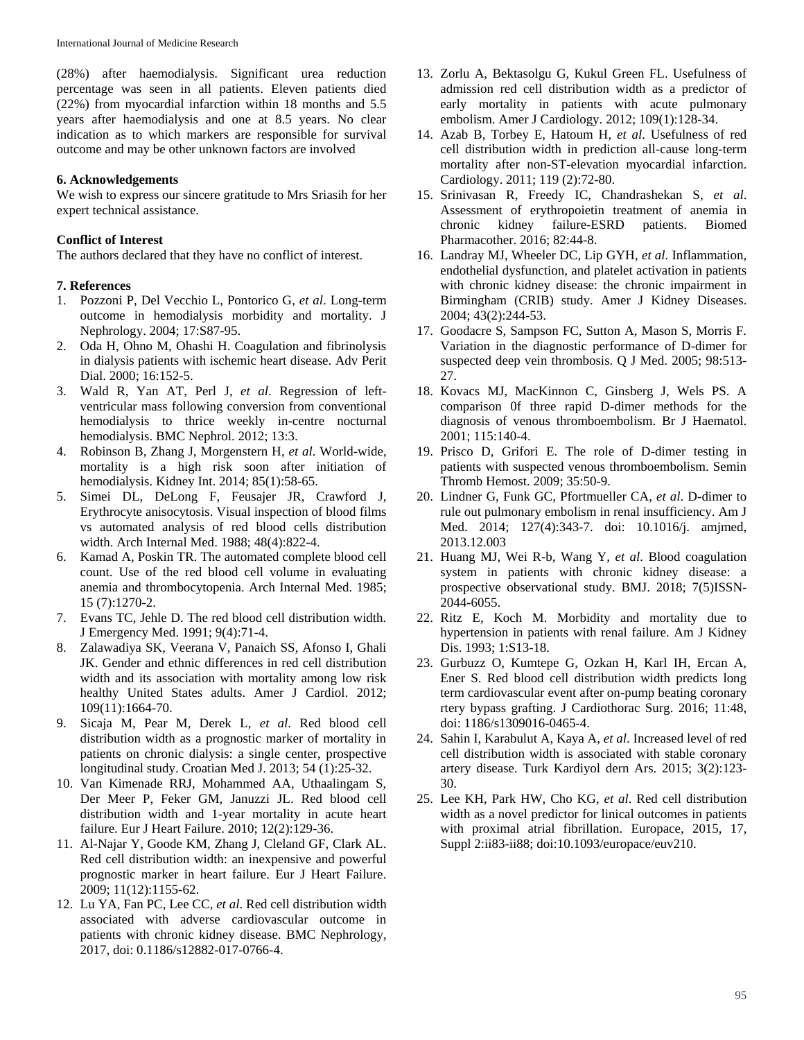(28%) after haemodialysis. Significant urea reduction percentage was seen in all patients. Eleven patients died (22%) from myocardial infarction within 18 months and 5.5 years after haemodialysis and one at 8.5 years. No clear indication as to which markers are responsible for survival outcome and may be other unknown factors are involved

### 6. Acknowledgements

We wish to express our sincere gratitude to Mrs Sriasih for her expert technical assistance.

### Conflict of Interest

The authors declared that they have no conflict of interest.

### 7. References

1. Pozzoni P, Del Vecchio L, Pontorico G, *et al*. Long-term outcome in hemodialysis morbidity and mortality. J Nephrology. 2004; 17:S87-95.
2. Oda H, Ohno M, Ohashi H. Coagulation and fibrinolysis in dialysis patients with ischemic heart disease. Adv Perit Dial. 2000; 16:152-5.
3. Wald R, Yan AT, Perl J, *et al*. Regression of left-ventricular mass following conversion from conventional hemodialysis to thrice weekly in-centre nocturnal hemodialysis. BMC Nephrol. 2012; 13:3.
4. Robinson B, Zhang J, Morgenstern H, *et al*. World-wide, mortality is a high risk soon after initiation of hemodialysis. Kidney Int. 2014; 85(1):58-65.
5. Simei DL, DeLong F, Feusajer JR, Crawford J, Erythrocyte anisocytosis. Visual inspection of blood films vs automated analysis of red blood cells distribution width. Arch Internal Med. 1988; 48(4):822-4.
6. Kamad A, Poskin TR. The automated complete blood cell count. Use of the red blood cell volume in evaluating anemia and thrombocytopenia. Arch Internal Med. 1985; 15 (7):1270-2.
7. Evans TC, Jehle D. The red blood cell distribution width. J Emergency Med. 1991; 9(4):71-4.
8. Zalawadiya SK, Veerana V, Panaich SS, Afonso I, Ghali JK. Gender and ethnic differences in red cell distribution width and its association with mortality among low risk healthy United States adults. Amer J Cardiol. 2012; 109(11):1664-70.
9. Sicaja M, Pear M, Derek L, *et al*. Red blood cell distribution width as a prognostic marker of mortality in patients on chronic dialysis: a single center, prospective longitudinal study. Croatian Med J. 2013; 54 (1):25-32.
10. Van Kimenade RRJ, Mohammed AA, Uthaalingam S, Der Meer P, Feker GM, Januzzi JL. Red blood cell distribution width and 1-year mortality in acute heart failure. Eur J Heart Failure. 2010; 12(2):129-36.
11. Al-Najar Y, Goode KM, Zhang J, Cleland GF, Clark AL. Red cell distribution width: an inexpensive and powerful prognostic marker in heart failure. Eur J Heart Failure. 2009; 11(12):1155-62.
12. Lu YA, Fan PC, Lee CC, *et al*. Red cell distribution width associated with adverse cardiovascular outcome in patients with chronic kidney disease. BMC Nephrology, 2017, doi: 0.1186/s12882-017-0766-4.
13. Zorlu A, Bektasolgu G, Kukul Green FL. Usefulness of admission red cell distribution width as a predictor of early mortality in patients with acute pulmonary embolism. Amer J Cardiology. 2012; 109(1):128-34.
14. Azab B, Torbey E, Hatoum H, *et al*. Usefulness of red cell distribution width in prediction all-cause long-term mortality after non-ST-elevation myocardial infarction. Cardiology. 2011; 119 (2):72-80.
15. Srinivasan R, Freedy IC, Chandrashekan S, *et al*. Assessment of erythropoietin treatment of anemia in chronic kidney failure-ESRD patients. Biomed Pharmacother. 2016; 82:44-8.
16. Landray MJ, Wheeler DC, Lip GYH, *et al*. Inflammation, endothelial dysfunction, and platelet activation in patients with chronic kidney disease: the chronic impairment in Birmingham (CRIB) study. Amer J Kidney Diseases. 2004; 43(2):244-53.
17. Goodacre S, Sampson FC, Sutton A, Mason S, Morris F. Variation in the diagnostic performance of D-dimer for suspected deep vein thrombosis. Q J Med. 2005; 98:513-27.
18. Kovacs MJ, MacKinnon C, Ginsberg J, Wels PS. A comparison 0f three rapid D-dimer methods for the diagnosis of venous thromboembolism. Br J Haematol. 2001; 115:140-4.
19. Prisco D, Grifori E. The role of D-dimer testing in patients with suspected venous thromboembolism. Semin Thromb Hemost. 2009; 35:50-9.
20. Lindner G, Funk GC, Pfortmueller CA, *et al*. D-dimer to rule out pulmonary embolism in renal insufficiency. Am J Med. 2014; 127(4):343-7. doi: 10.1016/j. amjmed, 2013.12.003
21. Huang MJ, Wei R-b, Wang Y, *et al*. Blood coagulation system in patients with chronic kidney disease: a prospective observational study. BMJ. 2018; 7(5)ISSN-2044-6055.
22. Ritz E, Koch M. Morbidity and mortality due to hypertension in patients with renal failure. Am J Kidney Dis. 1993; 1:S13-18.
23. Gurbuzz O, Kumtepe G, Ozkan H, Karl IH, Ercan A, Ener S. Red blood cell distribution width predicts long term cardiovascular event after on-pump beating coronary rtery bypass grafting. J Cardiothorac Surg. 2016; 11:48, doi: 1186/s1309016-0465-4.
24. Sahin I, Karabulut A, Kaya A, *et al*. Increased level of red cell distribution width is associated with stable coronary artery disease. Turk Kardiyol dern Ars. 2015; 3(2):123-30.
25. Lee KH, Park HW, Cho KG, *et al*. Red cell distribution width as a novel predictor for linical outcomes in patients with proximal atrial fibrillation. Europace, 2015, 17, Suppl 2:ii83-ii88; doi:10.1093/europace/euv210.